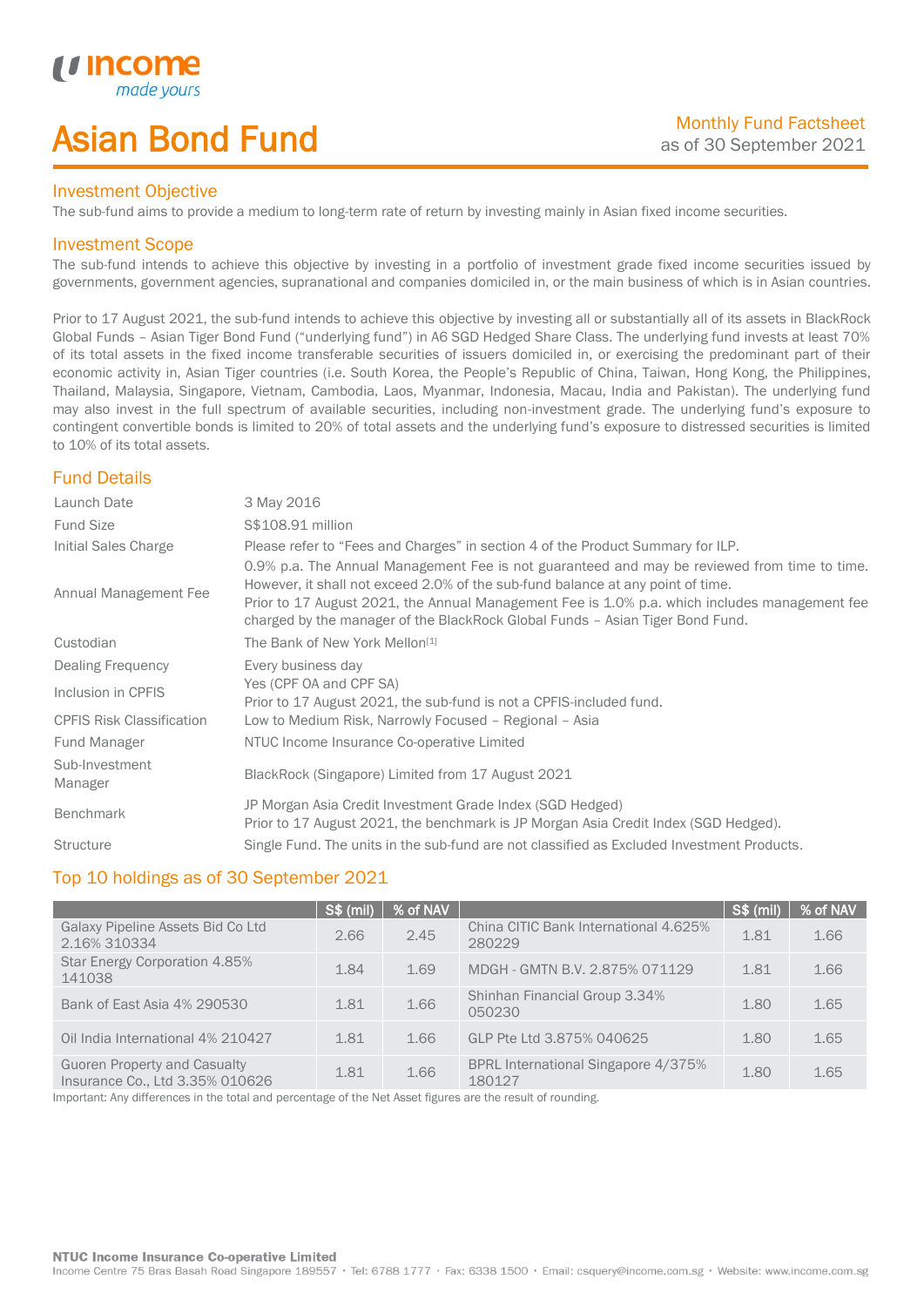# Asian Bond Fund

Monthly Fund Factsheet
as of 30 September 2021

## Investment Objective

The sub-fund aims to provide a medium to long-term rate of return by investing mainly in Asian fixed income securities.

## Investment Scope

The sub-fund intends to achieve this objective by investing in a portfolio of investment grade fixed income securities issued by governments, government agencies, supranational and companies domiciled in, or the main business of which is in Asian countries.

Prior to 17 August 2021, the sub-fund intends to achieve this objective by investing all or substantially all of its assets in BlackRock Global Funds – Asian Tiger Bond Fund ("underlying fund") in A6 SGD Hedged Share Class. The underlying fund invests at least 70% of its total assets in the fixed income transferable securities of issuers domiciled in, or exercising the predominant part of their economic activity in, Asian Tiger countries (i.e. South Korea, the People's Republic of China, Taiwan, Hong Kong, the Philippines, Thailand, Malaysia, Singapore, Vietnam, Cambodia, Laos, Myanmar, Indonesia, Macau, India and Pakistan). The underlying fund may also invest in the full spectrum of available securities, including non-investment grade. The underlying fund's exposure to contingent convertible bonds is limited to 20% of total assets and the underlying fund's exposure to distressed securities is limited to 10% of its total assets.

## Fund Details

| | |
|---|---|
| Launch Date | 3 May 2016 |
| Fund Size | S$108.91 million |
| Initial Sales Charge | Please refer to "Fees and Charges" in section 4 of the Product Summary for ILP. |
| Annual Management Fee | 0.9% p.a. The Annual Management Fee is not guaranteed and may be reviewed from time to time. However, it shall not exceed 2.0% of the sub-fund balance at any point of time. Prior to 17 August 2021, the Annual Management Fee is 1.0% p.a. which includes management fee charged by the manager of the BlackRock Global Funds – Asian Tiger Bond Fund. |
| Custodian | The Bank of New York Mellon[1] |
| Dealing Frequency | Every business day |
| Inclusion in CPFIS | Yes (CPF OA and CPF SA) Prior to 17 August 2021, the sub-fund is not a CPFIS-included fund. |
| CPFIS Risk Classification | Low to Medium Risk, Narrowly Focused – Regional – Asia |
| Fund Manager | NTUC Income Insurance Co-operative Limited |
| Sub-Investment Manager | BlackRock (Singapore) Limited from 17 August 2021 |
| Benchmark | JP Morgan Asia Credit Investment Grade Index (SGD Hedged) Prior to 17 August 2021, the benchmark is JP Morgan Asia Credit Index (SGD Hedged). |
| Structure | Single Fund. The units in the sub-fund are not classified as Excluded Investment Products. |

## Top 10 holdings as of 30 September 2021

| | S$ (mil) | % of NAV | | S$ (mil) | % of NAV |
|---|---|---|---|---|---|
| Galaxy Pipeline Assets Bid Co Ltd 2.16% 310334 | 2.66 | 2.45 | China CITIC Bank International 4.625% 280229 | 1.81 | 1.66 |
| Star Energy Corporation 4.85% 141038 | 1.84 | 1.69 | MDGH - GMTN B.V. 2.875% 071129 | 1.81 | 1.66 |
| Bank of East Asia 4% 290530 | 1.81 | 1.66 | Shinhan Financial Group 3.34% 050230 | 1.80 | 1.65 |
| Oil India International 4% 210427 | 1.81 | 1.66 | GLP Pte Ltd 3.875% 040625 | 1.80 | 1.65 |
| Guoren Property and Casualty Insurance Co., Ltd 3.35% 010626 | 1.81 | 1.66 | BPRL International Singapore 4/375% 180127 | 1.80 | 1.65 |

Important: Any differences in the total and percentage of the Net Asset figures are the result of rounding.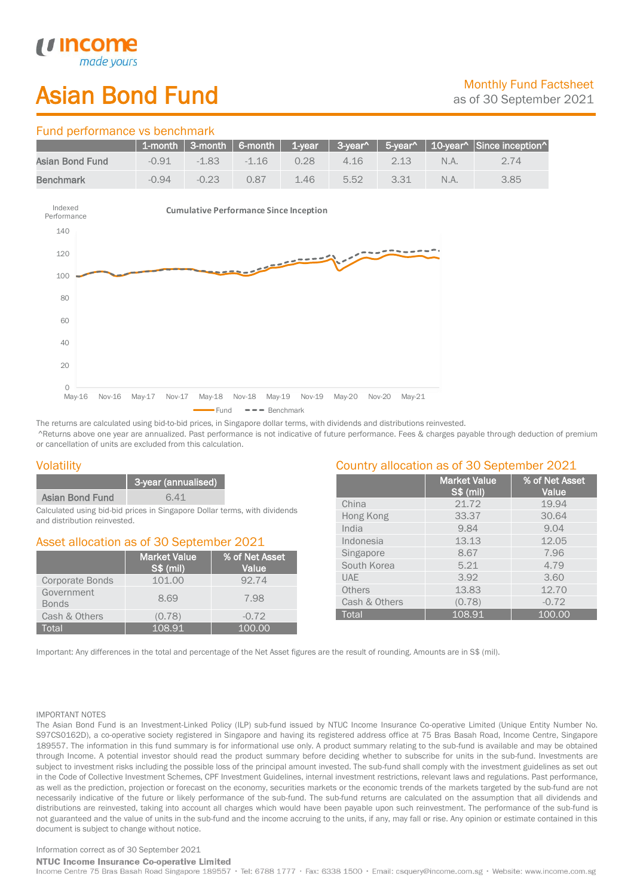# Asian Bond Fund

Monthly Fund Factsheet
as of 30 September 2021

## Fund performance vs benchmark

| | 1-month | 3-month | 6-month | 1-year | 3-year^ | 5-year^ | 10-year^ | Since inception^ |
|---|---|---|---|---|---|---|---|---|
| Asian Bond Fund | -0.91 | -1.83 | -1.16 | 0.28 | 4.16 | 2.13 | N.A. | 2.74 |
| Benchmark | -0.94 | -0.23 | 0.87 | 1.46 | 5.52 | 3.31 | N.A. | 3.85 |

Cumulative Performance Since Inception

Indexed Performance

140
120
100
80
60
40
20
0

May-16 Nov-16 May-17 Nov-17 May-18 Nov-18 May-19 Nov-19 May-20 Nov-20 May-21

Fund — Benchmark

The returns are calculated using bid-to-bid prices, in Singapore dollar terms, with dividends and distributions reinvested.
^Returns above one year are annualized. Past performance is not indicative of future performance. Fees & charges payable through deduction of premium or cancellation of units are excluded from this calculation.

## Volatility

| | 3-year (annualised) |
|---|---|
| Asian Bond Fund | 6.41 |

Calculated using bid-bid prices in Singapore Dollar terms, with dividends and distribution reinvested.

## Asset allocation as of 30 September 2021

| | Market Value S$ (mil) | % of Net Asset Value |
|---|---|---|
| Corporate Bonds | 101.00 | 92.74 |
| Government Bonds | 8.69 | 7.98 |
| Cash & Others | (0.78) | -0.72 |
| Total | 108.91 | 100.00 |

## Country allocation as of 30 September 2021

| | Market Value S$ (mil) | % of Net Asset Value |
|---|---|---|
| China | 21.72 | 19.94 |
| Hong Kong | 33.37 | 30.64 |
| India | 9.84 | 9.04 |
| Indonesia | 13.13 | 12.05 |
| Singapore | 8.67 | 7.96 |
| South Korea | 5.21 | 4.79 |
| UAE | 3.92 | 3.60 |
| Others | 13.83 | 12.70 |
| Cash & Others | (0.78) | -0.72 |
| Total | 108.91 | 100.00 |

Important: Any differences in the total and percentage of the Net Asset figures are the result of rounding. Amounts are in S$ (mil).

IMPORTANT NOTES

The Asian Bond Fund is an Investment-Linked Policy (ILP) sub-fund issued by NTUC Income Insurance Co-operative Limited (Unique Entity Number No. S97CS0162D), a co-operative society registered in Singapore and having its registered address office at 75 Bras Basah Road, Income Centre, Singapore 189557. The information in this fund summary is for informational use only. A product summary relating to the sub-fund is available and may be obtained through Income. A potential investor should read the product summary before deciding whether to subscribe for units in the sub-fund. Investments are subject to investment risks including the possible loss of the principal amount invested. The sub-fund shall comply with the investment guidelines as set out in the Code of Collective Investment Schemes, CPF Investment Guidelines, internal investment restrictions, relevant laws and regulations. Past performance, as well as the prediction, projection or forecast on the economy, securities markets or the economic trends of the markets targeted by the sub-fund are not necessarily indicative of the future or likely performance of the sub-fund. The sub-fund returns are calculated on the assumption that all dividends and distributions are reinvested, taking into account all charges which would have been payable upon such reinvestment. The performance of the sub-fund is not guaranteed and the value of units in the sub-fund and the income accruing to the units, if any, may fall or rise. Any opinion or estimate contained in this document is subject to change without notice.

Information correct as of 30 September 2021

**NTUC Income Insurance Co-operative Limited**
Income Centre 75 Bras Basah Road Singapore 189557 • Tel: 6788 1777 • Fax: 6338 1500 • Email: csquery@income.com.sg • Website: www.income.com.sg